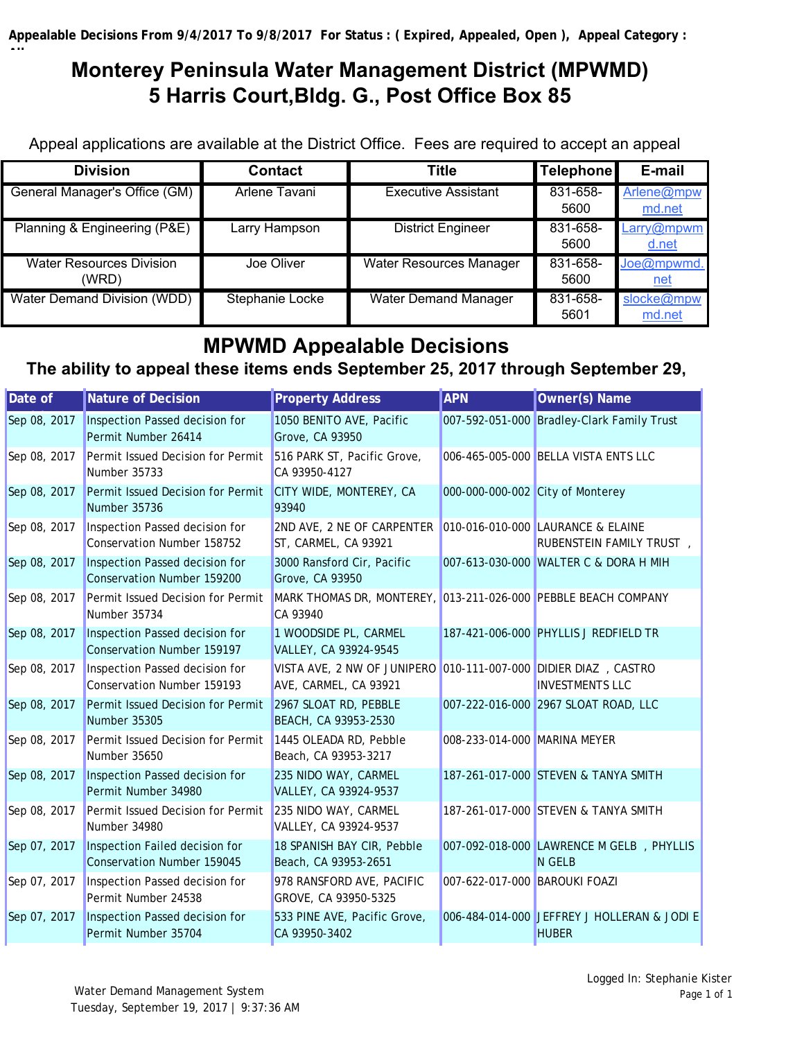Appealable Decisions From 9/4/2017 To 9/8/2017 For Status : ( Expired, Appealed, Open ), Appeal Category : All

# Monterey Peninsula Water Management District (MPWMD)
# 5 Harris Court,Bldg. G., Post Office Box 85

Appeal applications are available at the District Office. Fees are required to accept an appeal

| Division | Contact | Title | Telephone | E-mail |
|---|---|---|---|---|
| General Manager's Office (GM) | Arlene Tavani | Executive Assistant | 831-658-5600 | Arlene@mpwmd.net |
| Planning & Engineering (P&E) | Larry Hampson | District Engineer | 831-658-5600 | Larry@mpwmd.net |
| Water Resources Division (WRD) | Joe Oliver | Water Resources Manager | 831-658-5600 | Joe@mpwmd.net |
| Water Demand Division (WDD) | Stephanie Locke | Water Demand Manager | 831-658-5601 | slocke@mpwmd.net |

## MPWMD Appealable Decisions

### The ability to appeal these items ends September 25, 2017 through September 29,

| Date of | Nature of Decision | Property Address | APN | Owner(s) Name |
|---|---|---|---|---|
| Sep 08, 2017 | Inspection Passed decision for Permit Number 26414 | 1050 BENITO AVE, Pacific Grove, CA 93950 | 007-592-051-000 | Bradley-Clark Family Trust |
| Sep 08, 2017 | Permit Issued Decision for Permit Number 35733 | 516 PARK ST, Pacific Grove, CA 93950-4127 | 006-465-005-000 | BELLA VISTA ENTS LLC |
| Sep 08, 2017 | Permit Issued Decision for Permit Number 35736 | CITY WIDE, MONTEREY, CA 93940 | 000-000-000-002 | City of Monterey |
| Sep 08, 2017 | Inspection Passed decision for Conservation Number 158752 | 2ND AVE, 2 NE OF CARPENTER ST, CARMEL, CA 93921 | 010-016-010-000 | LAURANCE & ELAINE RUBENSTEIN FAMILY TRUST , |
| Sep 08, 2017 | Inspection Passed decision for Conservation Number 159200 | 3000 Ransford Cir, Pacific Grove, CA 93950 | 007-613-030-000 | WALTER C & DORA H MIH |
| Sep 08, 2017 | Permit Issued Decision for Permit Number 35734 | MARK THOMAS DR, MONTEREY, CA 93940 | 013-211-026-000 | PEBBLE BEACH COMPANY |
| Sep 08, 2017 | Inspection Passed decision for Conservation Number 159197 | 1 WOODSIDE PL, CARMEL VALLEY, CA 93924-9545 | 187-421-006-000 | PHYLLIS J REDFIELD TR |
| Sep 08, 2017 | Inspection Passed decision for Conservation Number 159193 | VISTA AVE, 2 NW OF JUNIPERO AVE, CARMEL, CA 93921 | 010-111-007-000 | DIDIER DIAZ , CASTRO INVESTMENTS LLC |
| Sep 08, 2017 | Permit Issued Decision for Permit Number 35305 | 2967 SLOAT RD, PEBBLE BEACH, CA 93953-2530 | 007-222-016-000 | 2967 SLOAT ROAD, LLC |
| Sep 08, 2017 | Permit Issued Decision for Permit Number 35650 | 1445 OLEADA RD, Pebble Beach, CA 93953-3217 | 008-233-014-000 | MARINA MEYER |
| Sep 08, 2017 | Inspection Passed decision for Permit Number 34980 | 235 NIDO WAY, CARMEL VALLEY, CA 93924-9537 | 187-261-017-000 | STEVEN & TANYA SMITH |
| Sep 08, 2017 | Permit Issued Decision for Permit Number 34980 | 235 NIDO WAY, CARMEL VALLEY, CA 93924-9537 | 187-261-017-000 | STEVEN & TANYA SMITH |
| Sep 07, 2017 | Inspection Failed decision for Conservation Number 159045 | 18 SPANISH BAY CIR, Pebble Beach, CA 93953-2651 | 007-092-018-000 | LAWRENCE M GELB , PHYLLIS N GELB |
| Sep 07, 2017 | Inspection Passed decision for Permit Number 24538 | 978 RANSFORD AVE, PACIFIC GROVE, CA 93950-5325 | 007-622-017-000 | BAROUKI FOAZI |
| Sep 07, 2017 | Inspection Passed decision for Permit Number 35704 | 533 PINE AVE, Pacific Grove, CA 93950-3402 | 006-484-014-000 | JEFFREY J HOLLERAN & JODI E HUBER |

Water Demand Management System
Tuesday, September 19, 2017 | 9:37:36 AM

Logged In: Stephanie Kister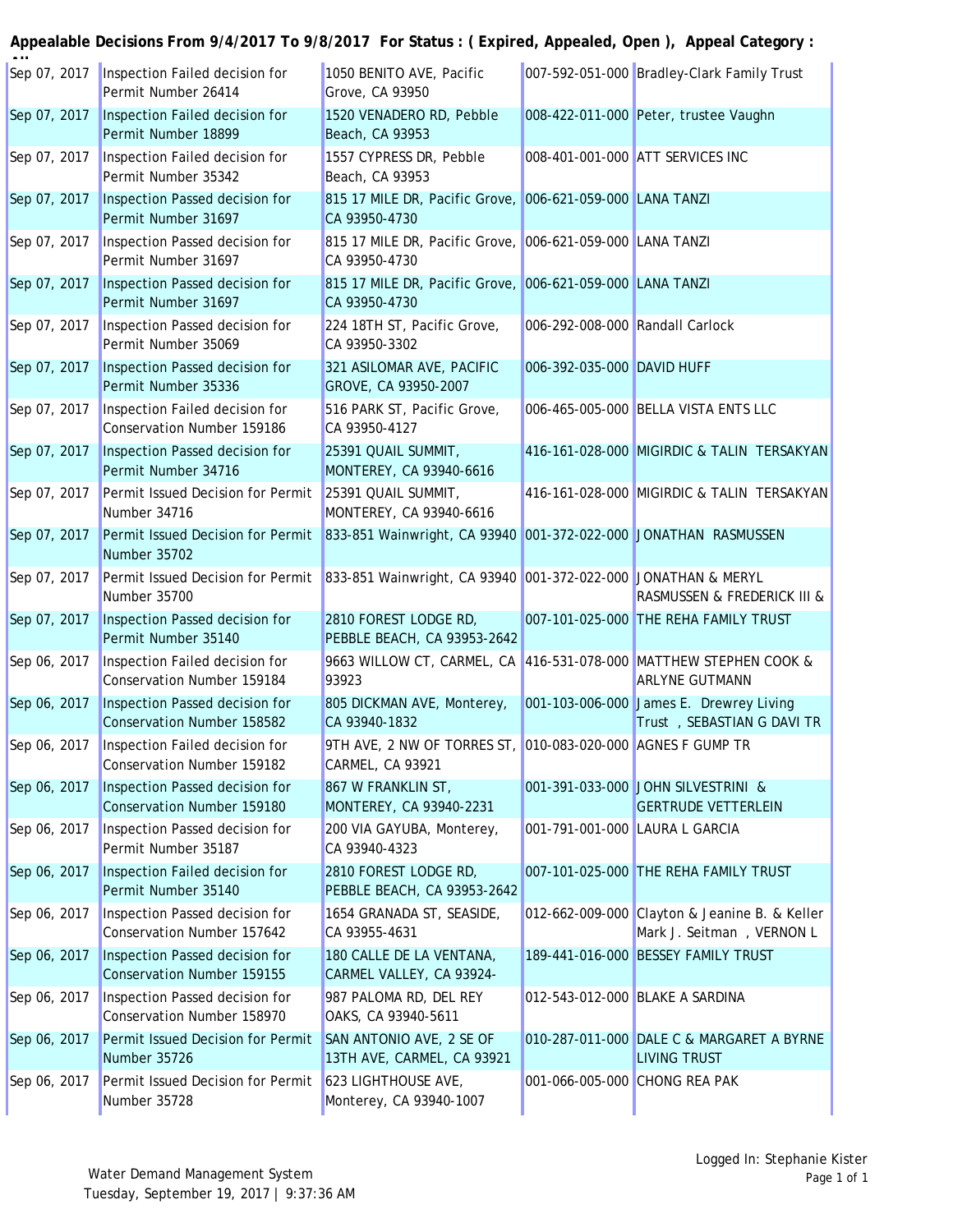**Appealable Decisions From 9/4/2017 To 9/8/2017 For Status : ( Expired, Appealed, Open ), Appeal Category : All**

| | | | | |
|---|---|---|---|---|
| Sep 07, 2017 | Inspection Failed decision for Permit Number 26414 | 1050 BENITO AVE, Pacific Grove, CA 93950 | 007-592-051-000 | Bradley-Clark Family Trust |
| Sep 07, 2017 | Inspection Failed decision for Permit Number 18899 | 1520 VENADERO RD, Pebble Beach, CA 93953 | 008-422-011-000 | Peter, trustee Vaughn |
| Sep 07, 2017 | Inspection Failed decision for Permit Number 35342 | 1557 CYPRESS DR, Pebble Beach, CA 93953 | 008-401-001-000 | ATT SERVICES INC |
| Sep 07, 2017 | Inspection Passed decision for Permit Number 31697 | 815 17 MILE DR, Pacific Grove, CA 93950-4730 | 006-621-059-000 | LANA TANZI |
| Sep 07, 2017 | Inspection Passed decision for Permit Number 31697 | 815 17 MILE DR, Pacific Grove, CA 93950-4730 | 006-621-059-000 | LANA TANZI |
| Sep 07, 2017 | Inspection Passed decision for Permit Number 31697 | 815 17 MILE DR, Pacific Grove, CA 93950-4730 | 006-621-059-000 | LANA TANZI |
| Sep 07, 2017 | Inspection Passed decision for Permit Number 35069 | 224 18TH ST, Pacific Grove, CA 93950-3302 | 006-292-008-000 | Randall Carlock |
| Sep 07, 2017 | Inspection Passed decision for Permit Number 35336 | 321 ASILOMAR AVE, PACIFIC GROVE, CA 93950-2007 | 006-392-035-000 | DAVID HUFF |
| Sep 07, 2017 | Inspection Failed decision for Conservation Number 159186 | 516 PARK ST, Pacific Grove, CA 93950-4127 | 006-465-005-000 | BELLA VISTA ENTS LLC |
| Sep 07, 2017 | Inspection Passed decision for Permit Number 34716 | 25391 QUAIL SUMMIT, MONTEREY, CA 93940-6616 | 416-161-028-000 | MIGIRDIC & TALIN TERSAKYAN |
| Sep 07, 2017 | Permit Issued Decision for Permit Number 34716 | 25391 QUAIL SUMMIT, MONTEREY, CA 93940-6616 | 416-161-028-000 | MIGIRDIC & TALIN TERSAKYAN |
| Sep 07, 2017 | Permit Issued Decision for Permit Number 35702 | 833-851 Wainwright, CA 93940 | 001-372-022-000 | JONATHAN RASMUSSEN |
| Sep 07, 2017 | Permit Issued Decision for Permit Number 35700 | 833-851 Wainwright, CA 93940 | 001-372-022-000 | JONATHAN & MERYL RASMUSSEN & FREDERICK III & |
| Sep 07, 2017 | Inspection Passed decision for Permit Number 35140 | 2810 FOREST LODGE RD, PEBBLE BEACH, CA 93953-2642 | 007-101-025-000 | THE REHA FAMILY TRUST |
| Sep 06, 2017 | Inspection Failed decision for Conservation Number 159184 | 9663 WILLOW CT, CARMEL, CA 93923 | 416-531-078-000 | MATTHEW STEPHEN COOK & ARLYNE GUTMANN |
| Sep 06, 2017 | Inspection Passed decision for Conservation Number 158582 | 805 DICKMAN AVE, Monterey, CA 93940-1832 | 001-103-006-000 | James E. Drewrey Living Trust , SEBASTIAN G DAVI TR |
| Sep 06, 2017 | Inspection Failed decision for Conservation Number 159182 | 9TH AVE, 2 NW OF TORRES ST, CARMEL, CA 93921 | 010-083-020-000 | AGNES F GUMP TR |
| Sep 06, 2017 | Inspection Passed decision for Conservation Number 159180 | 867 W FRANKLIN ST, MONTEREY, CA 93940-2231 | 001-391-033-000 | JOHN SILVESTRINI & GERTRUDE VETTERLEIN |
| Sep 06, 2017 | Inspection Passed decision for Permit Number 35187 | 200 VIA GAYUBA, Monterey, CA 93940-4323 | 001-791-001-000 | LAURA L GARCIA |
| Sep 06, 2017 | Inspection Failed decision for Permit Number 35140 | 2810 FOREST LODGE RD, PEBBLE BEACH, CA 93953-2642 | 007-101-025-000 | THE REHA FAMILY TRUST |
| Sep 06, 2017 | Inspection Passed decision for Conservation Number 157642 | 1654 GRANADA ST, SEASIDE, CA 93955-4631 | 012-662-009-000 | Clayton & Jeanine B. & Keller Mark J. Seitman , VERNON L |
| Sep 06, 2017 | Inspection Passed decision for Conservation Number 159155 | 180 CALLE DE LA VENTANA, CARMEL VALLEY, CA 93924- | 189-441-016-000 | BESSEY FAMILY TRUST |
| Sep 06, 2017 | Inspection Passed decision for Conservation Number 158970 | 987 PALOMA RD, DEL REY OAKS, CA 93940-5611 | 012-543-012-000 | BLAKE A SARDINA |
| Sep 06, 2017 | Permit Issued Decision for Permit Number 35726 | SAN ANTONIO AVE, 2 SE OF 13TH AVE, CARMEL, CA 93921 | 010-287-011-000 | DALE C & MARGARET A BYRNE LIVING TRUST |
| Sep 06, 2017 | Permit Issued Decision for Permit Number 35728 | 623 LIGHTHOUSE AVE, Monterey, CA 93940-1007 | 001-066-005-000 | CHONG REA PAK |

Water Demand Management System
Tuesday, September 19, 2017 | 9:37:36 AM

Logged In: Stephanie Kister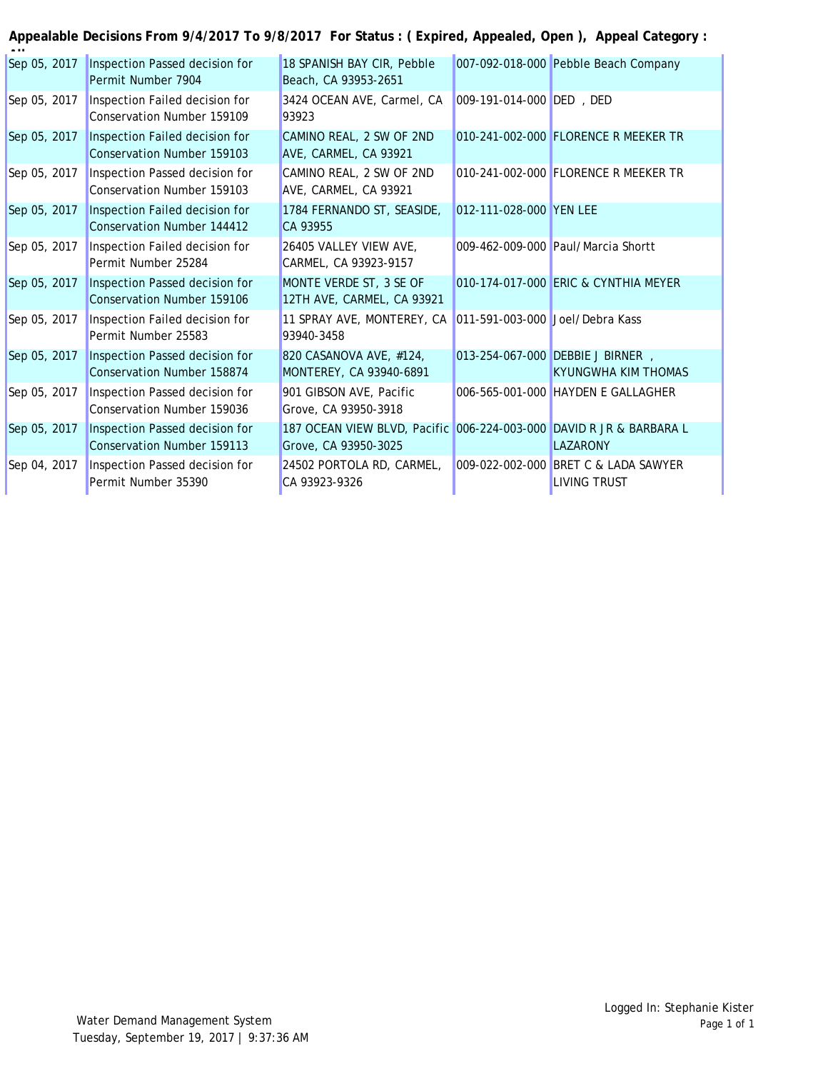**Appealable Decisions From 9/4/2017 To 9/8/2017 For Status : ( Expired, Appealed, Open ), Appeal Category : All**

| | | | | |
|---|---|---|---|---|
| Sep 05, 2017 | Inspection Passed decision for Permit Number 7904 | 18 SPANISH BAY CIR, Pebble Beach, CA 93953-2651 | 007-092-018-000 | Pebble Beach Company |
| Sep 05, 2017 | Inspection Failed decision for Conservation Number 159109 | 3424 OCEAN AVE, Carmel, CA 93923 | 009-191-014-000 | DED , DED |
| Sep 05, 2017 | Inspection Failed decision for Conservation Number 159103 | CAMINO REAL, 2 SW OF 2ND AVE, CARMEL, CA 93921 | 010-241-002-000 | FLORENCE R MEEKER TR |
| Sep 05, 2017 | Inspection Passed decision for Conservation Number 159103 | CAMINO REAL, 2 SW OF 2ND AVE, CARMEL, CA 93921 | 010-241-002-000 | FLORENCE R MEEKER TR |
| Sep 05, 2017 | Inspection Failed decision for Conservation Number 144412 | 1784 FERNANDO ST, SEASIDE, CA 93955 | 012-111-028-000 | YEN LEE |
| Sep 05, 2017 | Inspection Failed decision for Permit Number 25284 | 26405 VALLEY VIEW AVE, CARMEL, CA 93923-9157 | 009-462-009-000 | Paul/Marcia Shortt |
| Sep 05, 2017 | Inspection Passed decision for Conservation Number 159106 | MONTE VERDE ST, 3 SE OF 12TH AVE, CARMEL, CA 93921 | 010-174-017-000 | ERIC & CYNTHIA MEYER |
| Sep 05, 2017 | Inspection Failed decision for Permit Number 25583 | 11 SPRAY AVE, MONTEREY, CA 93940-3458 | 011-591-003-000 | Joel/Debra Kass |
| Sep 05, 2017 | Inspection Passed decision for Conservation Number 158874 | 820 CASANOVA AVE, #124, MONTEREY, CA 93940-6891 | 013-254-067-000 | DEBBIE J BIRNER , KYUNGWHA KIM THOMAS |
| Sep 05, 2017 | Inspection Passed decision for Conservation Number 159036 | 901 GIBSON AVE, Pacific Grove, CA 93950-3918 | 006-565-001-000 | HAYDEN E GALLAGHER |
| Sep 05, 2017 | Inspection Passed decision for Conservation Number 159113 | 187 OCEAN VIEW BLVD, Pacific Grove, CA 93950-3025 | 006-224-003-000 | DAVID R JR & BARBARA L LAZARONY |
| Sep 04, 2017 | Inspection Passed decision for Permit Number 35390 | 24502 PORTOLA RD, CARMEL, CA 93923-9326 | 009-022-002-000 | BRET C & LADA SAWYER LIVING TRUST |

Water Demand Management System
Tuesday, September 19, 2017 | 9:37:36 AM

Logged In: Stephanie Kister